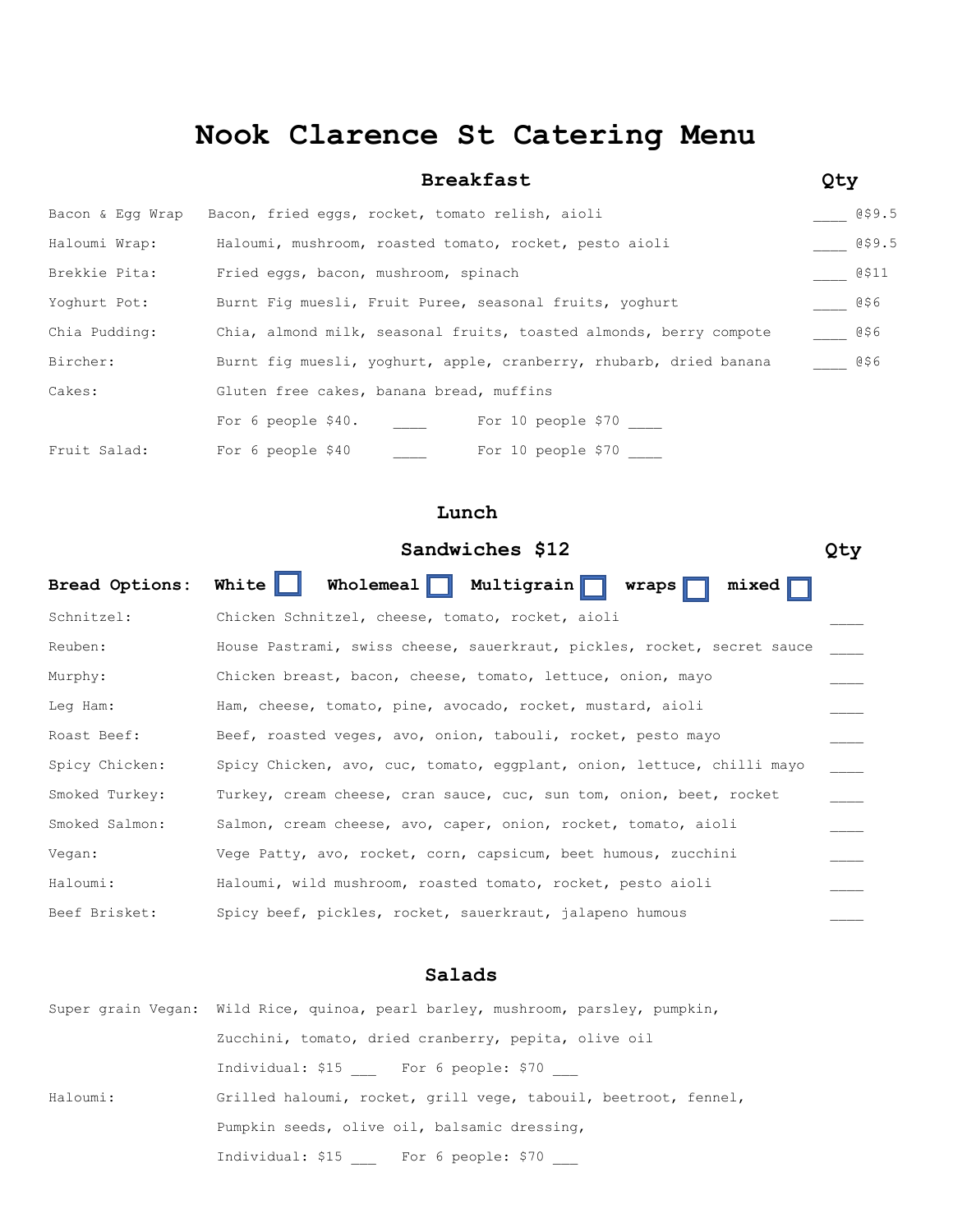# Nook Clarence St Catering Menu

## Breakfast

| Item | Description | Qty | Price |
|---|---|---|---|
| Bacon & Egg Wrap | Bacon, fried eggs, rocket, tomato relish, aioli | ____ | @$9.5 |
| Haloumi Wrap: | Haloumi, mushroom, roasted tomato, rocket, pesto aioli | ____ | @$9.5 |
| Brekkie Pita: | Fried eggs, bacon, mushroom, spinach | ____ | @$11 |
| Yoghurt Pot: | Burnt Fig muesli, Fruit Puree, seasonal fruits, yoghurt | ____ | @$6 |
| Chia Pudding: | Chia, almond milk, seasonal fruits, toasted almonds, berry compote | ____ | @$6 |
| Bircher: | Burnt fig muesli, yoghurt, apple, cranberry, rhubarb, dried banana | ____ | @$6 |

Cakes: Gluten free cakes, banana bread, muffins

For 6 people $40. ____ For 10 people $70 ____

Fruit Salad: For 6 people $40 ____ For 10 people $70 ____

## Lunch

### Sandwiches $12

**Bread Options:** **White** ☐ **Wholemeal** ☐ **Multigrain** ☐ **wraps** ☐ **mixed** ☐

| Item | Description | Qty |
|---|---|---|
| Schnitzel: | Chicken Schnitzel, cheese, tomato, rocket, aioli | ____ |
| Reuben: | House Pastrami, swiss cheese, sauerkraut, pickles, rocket, secret sauce | ____ |
| Murphy: | Chicken breast, bacon, cheese, tomato, lettuce, onion, mayo | ____ |
| Leg Ham: | Ham, cheese, tomato, pine, avocado, rocket, mustard, aioli | ____ |
| Roast Beef: | Beef, roasted veges, avo, onion, tabouli, rocket, pesto mayo | ____ |
| Spicy Chicken: | Spicy Chicken, avo, cuc, tomato, eggplant, onion, lettuce, chilli mayo | ____ |
| Smoked Turkey: | Turkey, cream cheese, cran sauce, cuc, sun tom, onion, beet, rocket | ____ |
| Smoked Salmon: | Salmon, cream cheese, avo, caper, onion, rocket, tomato, aioli | ____ |
| Vegan: | Vege Patty, avo, rocket, corn, capsicum, beet humous, zucchini | ____ |
| Haloumi: | Haloumi, wild mushroom, roasted tomato, rocket, pesto aioli | ____ |
| Beef Brisket: | Spicy beef, pickles, rocket, sauerkraut, jalapeno humous | ____ |

## Salads

Super grain Vegan: Wild Rice, quinoa, pearl barley, mushroom, parsley, pumpkin, Zucchini, tomato, dried cranberry, pepita, olive oil

Individual: $15 ___ For 6 people: $70 ___

Haloumi: Grilled haloumi, rocket, grill vege, tabouil, beetroot, fennel, Pumpkin seeds, olive oil, balsamic dressing,

Individual: $15 ___ For 6 people: $70 ___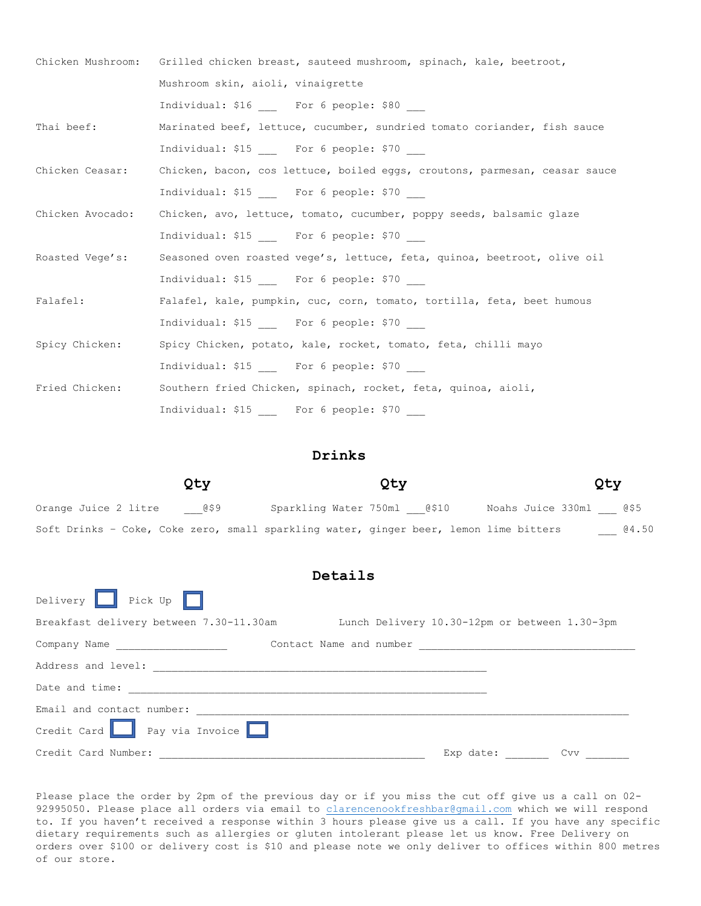Chicken Mushroom: Grilled chicken breast, sauteed mushroom, spinach, kale, beetroot, Mushroom skin, aioli, vinaigrette

Individual: $16 ___ For 6 people: $80 ___

Thai beef: Marinated beef, lettuce, cucumber, sundried tomato coriander, fish sauce

Individual: $15 ___ For 6 people: $70 ___

Chicken Ceasar: Chicken, bacon, cos lettuce, boiled eggs, croutons, parmesan, ceasar sauce

Individual: $15 ___ For 6 people: $70 ___

Chicken Avocado: Chicken, avo, lettuce, tomato, cucumber, poppy seeds, balsamic glaze

Individual: $15 ___ For 6 people: $70 ___

Roasted Vege's: Seasoned oven roasted vege's, lettuce, feta, quinoa, beetroot, olive oil

Individual: $15 ___ For 6 people: $70 ___

Falafel: Falafel, kale, pumpkin, cuc, corn, tomato, tortilla, feta, beet humous

Individual: $15 ___ For 6 people: $70 ___

Spicy Chicken: Spicy Chicken, potato, kale, rocket, tomato, feta, chilli mayo

Individual: $15 ___ For 6 people: $70 ___

Fried Chicken: Southern fried Chicken, spinach, rocket, feta, quinoa, aioli,

Individual: $15 ___ For 6 people: $70 ___

## Drinks

| | Qty | | Qty | | Qty |
|---|---|---|---|---|---|
| Orange Juice 2 litre | ___@$9 | Sparkling Water 750ml | ___@$10 | Noahs Juice 330ml | ___ @$5 |

Soft Drinks - Coke, Coke zero, small sparkling water, ginger beer, lemon lime bitters ___ @4.50

## Details

Delivery ☐ Pick Up ☐

Breakfast delivery between 7.30-11.30am Lunch Delivery 10.30-12pm or between 1.30-3pm

Company Name ________________ Contact Name and number ________________________________

Address and level: ____________________________________________________

Date and time: ________________________________________________________

Email and contact number: _________________________________________________________________

Credit Card ☐ Pay via Invoice ☐

Credit Card Number: ________________________________________ Exp date: ______ Cvv ______

Please place the order by 2pm of the previous day or if you miss the cut off give us a call on 02-92995050. Please place all orders via email to clarencenookfreshbar@gmail.com which we will respond to. If you haven't received a response within 3 hours please give us a call. If you have any specific dietary requirements such as allergies or gluten intolerant please let us know. Free Delivery on orders over $100 or delivery cost is $10 and please note we only deliver to offices within 800 metres of our store.